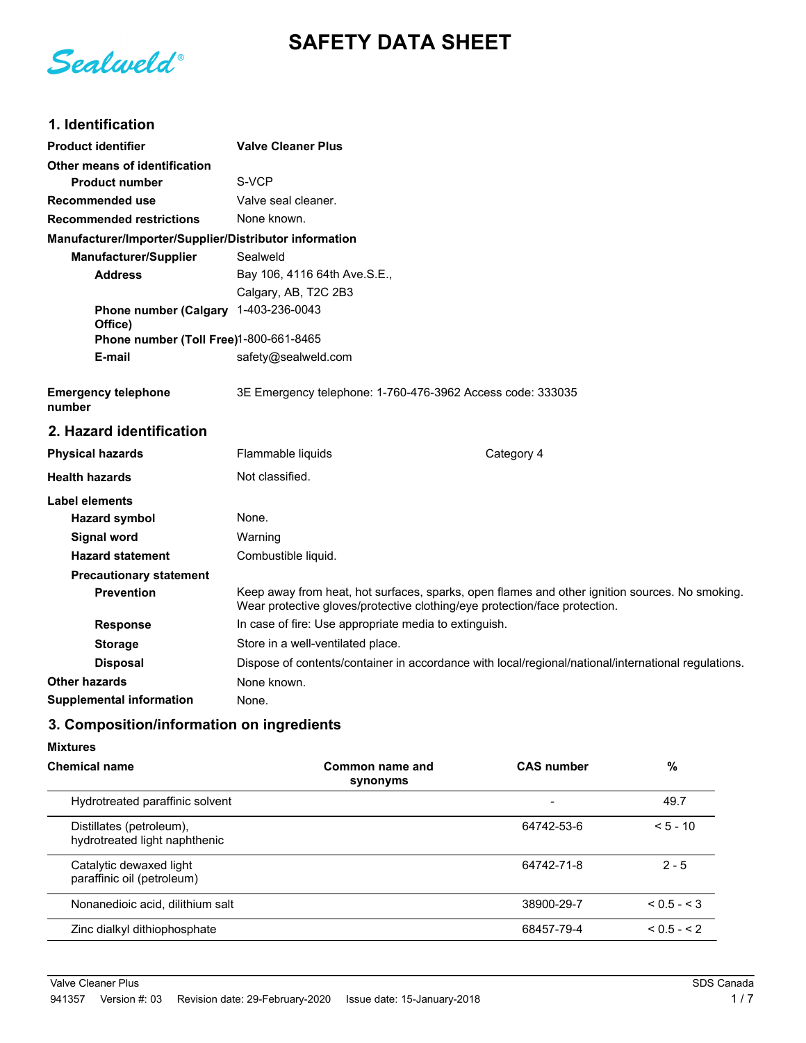# SAFETY DATA SHEET

Sealweld®

## 1. Identification

**Product identifier** Valve Cleaner Plus

**Other means of identification**

**Product number** S-VCP

**Recommended use** Valve seal cleaner.

**Recommended restrictions** None known.

**Manufacturer/Importer/Supplier/Distributor information**

**Manufacturer/Supplier** Sealweld

**Address** Bay 106, 4116 64th Ave.S.E.,
Calgary, AB, T2C 2B3

**Phone number (Calgary Office)** 1-403-236-0043

**Phone number (Toll Free)** 1-800-661-8465

**E-mail** safety@sealweld.com

**Emergency telephone number** 3E Emergency telephone: 1-760-476-3962 Access code: 333035

## 2. Hazard identification

**Physical hazards** Flammable liquids Category 4

**Health hazards** Not classified.

**Label elements**

**Hazard symbol** None.

**Signal word** Warning

**Hazard statement** Combustible liquid.

**Precautionary statement**

**Prevention** Keep away from heat, hot surfaces, sparks, open flames and other ignition sources. No smoking. Wear protective gloves/protective clothing/eye protection/face protection.

**Response** In case of fire: Use appropriate media to extinguish.

**Storage** Store in a well-ventilated place.

**Disposal** Dispose of contents/container in accordance with local/regional/national/international regulations.

**Other hazards** None known.

**Supplemental information** None.

## 3. Composition/information on ingredients

**Mixtures**

| Chemical name | Common name and synonyms | CAS number | % |
|---|---|---|---|
| Hydrotreated paraffinic solvent | | - | 49.7 |
| Distillates (petroleum), hydrotreated light naphthenic | | 64742-53-6 | < 5 - 10 |
| Catalytic dewaxed light paraffinic oil (petroleum) | | 64742-71-8 | 2 - 5 |
| Nonanedioic acid, dilithium salt | | 38900-29-7 | < 0.5 - < 3 |
| Zinc dialkyl dithiophosphate | | 68457-79-4 | < 0.5 - < 2 |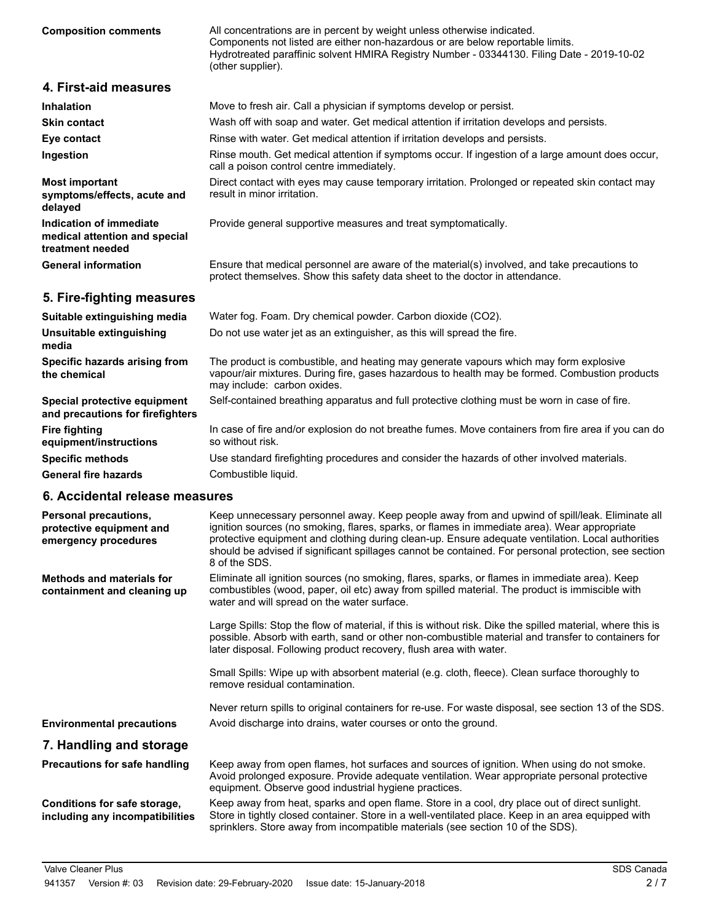**Composition comments**

All concentrations are in percent by weight unless otherwise indicated.
Components not listed are either non-hazardous or are below reportable limits.
Hydrotreated paraffinic solvent HMIRA Registry Number - 03344130. Filing Date - 2019-10-02 (other supplier).

## 4. First-aid measures

**Inhalation**
Move to fresh air. Call a physician if symptoms develop or persist.

**Skin contact**
Wash off with soap and water. Get medical attention if irritation develops and persists.

**Eye contact**
Rinse with water. Get medical attention if irritation develops and persists.

**Ingestion**
Rinse mouth. Get medical attention if symptoms occur. If ingestion of a large amount does occur, call a poison control centre immediately.

**Most important symptoms/effects, acute and delayed**
Direct contact with eyes may cause temporary irritation. Prolonged or repeated skin contact may result in minor irritation.

**Indication of immediate medical attention and special treatment needed**
Provide general supportive measures and treat symptomatically.

**General information**
Ensure that medical personnel are aware of the material(s) involved, and take precautions to protect themselves. Show this safety data sheet to the doctor in attendance.

## 5. Fire-fighting measures

**Suitable extinguishing media**
Water fog. Foam. Dry chemical powder. Carbon dioxide ($CO_2$).

**Unsuitable extinguishing media**
Do not use water jet as an extinguisher, as this will spread the fire.

**Specific hazards arising from the chemical**
The product is combustible, and heating may generate vapours which may form explosive vapour/air mixtures. During fire, gases hazardous to health may be formed. Combustion products may include: carbon oxides.

**Special protective equipment and precautions for firefighters**
Self-contained breathing apparatus and full protective clothing must be worn in case of fire.

**Fire fighting equipment/instructions**
In case of fire and/or explosion do not breathe fumes. Move containers from fire area if you can do so without risk.

**Specific methods**
Use standard firefighting procedures and consider the hazards of other involved materials.

**General fire hazards**
Combustible liquid.

## 6. Accidental release measures

**Personal precautions, protective equipment and emergency procedures**
Keep unnecessary personnel away. Keep people away from and upwind of spill/leak. Eliminate all ignition sources (no smoking, flares, sparks, or flames in immediate area). Wear appropriate protective equipment and clothing during clean-up. Ensure adequate ventilation. Local authorities should be advised if significant spillages cannot be contained. For personal protection, see section 8 of the SDS.

**Methods and materials for containment and cleaning up**
Eliminate all ignition sources (no smoking, flares, sparks, or flames in immediate area). Keep combustibles (wood, paper, oil etc) away from spilled material. The product is immiscible with water and will spread on the water surface.

Large Spills: Stop the flow of material, if this is without risk. Dike the spilled material, where this is possible. Absorb with earth, sand or other non-combustible material and transfer to containers for later disposal. Following product recovery, flush area with water.

Small Spills: Wipe up with absorbent material (e.g. cloth, fleece). Clean surface thoroughly to remove residual contamination.

Never return spills to original containers for re-use. For waste disposal, see section 13 of the SDS.

**Environmental precautions**
Avoid discharge into drains, water courses or onto the ground.

## 7. Handling and storage

**Precautions for safe handling**
Keep away from open flames, hot surfaces and sources of ignition. When using do not smoke. Avoid prolonged exposure. Provide adequate ventilation. Wear appropriate personal protective equipment. Observe good industrial hygiene practices.

**Conditions for safe storage, including any incompatibilities**
Keep away from heat, sparks and open flame. Store in a cool, dry place out of direct sunlight. Store in tightly closed container. Store in a well-ventilated place. Keep in an area equipped with sprinklers. Store away from incompatible materials (see section 10 of the SDS).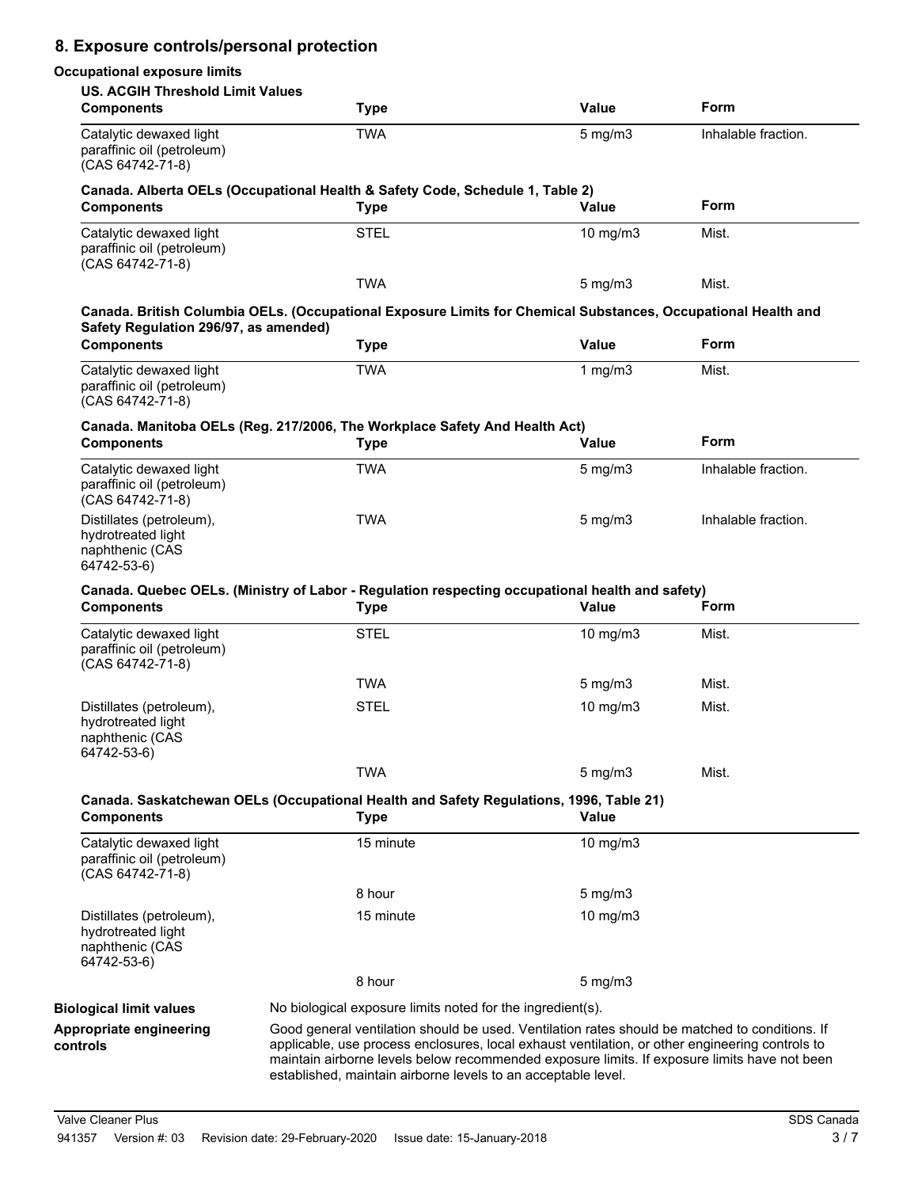## 8. Exposure controls/personal protection

### Occupational exposure limits

**US. ACGIH Threshold Limit Values**

| Components | Type | Value | Form |
|---|---|---|---|
| Catalytic dewaxed light paraffinic oil (petroleum) (CAS 64742-71-8) | TWA | 5 mg/m3 | Inhalable fraction. |

**Canada. Alberta OELs (Occupational Health & Safety Code, Schedule 1, Table 2)**

| Components | Type | Value | Form |
|---|---|---|---|
| Catalytic dewaxed light paraffinic oil (petroleum) (CAS 64742-71-8) | STEL | 10 mg/m3 | Mist. |
| | TWA | 5 mg/m3 | Mist. |

**Canada. British Columbia OELs. (Occupational Exposure Limits for Chemical Substances, Occupational Health and Safety Regulation 296/97, as amended)**

| Components | Type | Value | Form |
|---|---|---|---|
| Catalytic dewaxed light paraffinic oil (petroleum) (CAS 64742-71-8) | TWA | 1 mg/m3 | Mist. |

**Canada. Manitoba OELs (Reg. 217/2006, The Workplace Safety And Health Act)**

| Components | Type | Value | Form |
|---|---|---|---|
| Catalytic dewaxed light paraffinic oil (petroleum) (CAS 64742-71-8) | TWA | 5 mg/m3 | Inhalable fraction. |
| Distillates (petroleum), hydrotreated light naphthenic (CAS 64742-53-6) | TWA | 5 mg/m3 | Inhalable fraction. |

**Canada. Quebec OELs. (Ministry of Labor - Regulation respecting occupational health and safety)**

| Components | Type | Value | Form |
|---|---|---|---|
| Catalytic dewaxed light paraffinic oil (petroleum) (CAS 64742-71-8) | STEL | 10 mg/m3 | Mist. |
| | TWA | 5 mg/m3 | Mist. |
| Distillates (petroleum), hydrotreated light naphthenic (CAS 64742-53-6) | STEL | 10 mg/m3 | Mist. |
| | TWA | 5 mg/m3 | Mist. |

**Canada. Saskatchewan OELs (Occupational Health and Safety Regulations, 1996, Table 21)**

| Components | Type | Value |
|---|---|---|
| Catalytic dewaxed light paraffinic oil (petroleum) (CAS 64742-71-8) | 15 minute | 10 mg/m3 |
| | 8 hour | 5 mg/m3 |
| Distillates (petroleum), hydrotreated light naphthenic (CAS 64742-53-6) | 15 minute | 10 mg/m3 |
| | 8 hour | 5 mg/m3 |

**Biological limit values**

No biological exposure limits noted for the ingredient(s).

**Appropriate engineering controls**

Good general ventilation should be used. Ventilation rates should be matched to conditions. If applicable, use process enclosures, local exhaust ventilation, or other engineering controls to maintain airborne levels below recommended exposure limits. If exposure limits have not been established, maintain airborne levels to an acceptable level.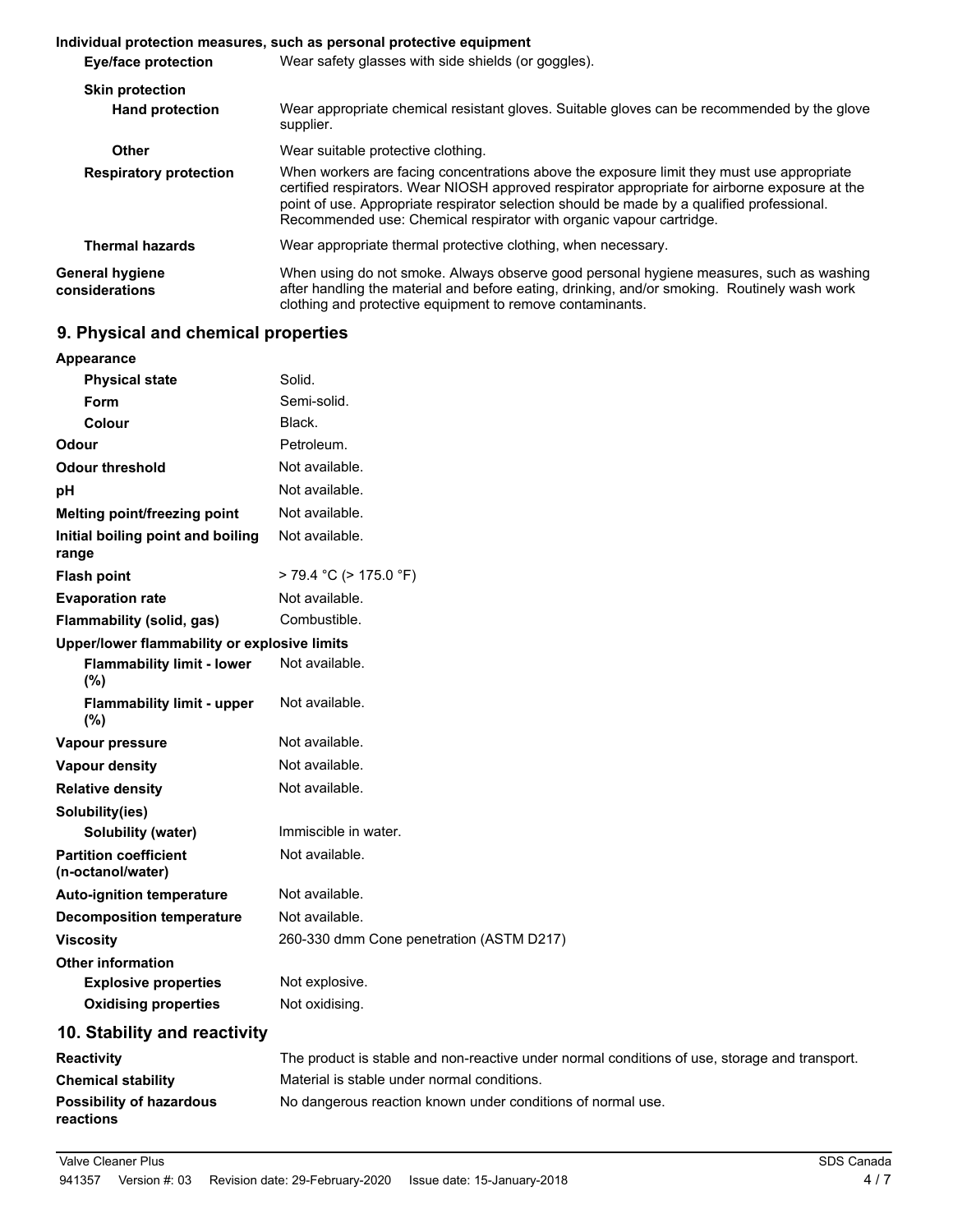**Individual protection measures, such as personal protective equipment**

| | |
|---|---|
| **Eye/face protection** | Wear safety glasses with side shields (or goggles). |
| **Skin protection** | |
| **Hand protection** | Wear appropriate chemical resistant gloves. Suitable gloves can be recommended by the glove supplier. |
| **Other** | Wear suitable protective clothing. |
| **Respiratory protection** | When workers are facing concentrations above the exposure limit they must use appropriate certified respirators. Wear NIOSH approved respirator appropriate for airborne exposure at the point of use. Appropriate respirator selection should be made by a qualified professional. Recommended use: Chemical respirator with organic vapour cartridge. |
| **Thermal hazards** | Wear appropriate thermal protective clothing, when necessary. |
| **General hygiene considerations** | When using do not smoke. Always observe good personal hygiene measures, such as washing after handling the material and before eating, drinking, and/or smoking. Routinely wash work clothing and protective equipment to remove contaminants. |

## 9. Physical and chemical properties

| | |
|---|---|
| **Appearance** | |
| **Physical state** | Solid. |
| **Form** | Semi-solid. |
| **Colour** | Black. |
| **Odour** | Petroleum. |
| **Odour threshold** | Not available. |
| **pH** | Not available. |
| **Melting point/freezing point** | Not available. |
| **Initial boiling point and boiling range** | Not available. |
| **Flash point** | > 79.4 °C (> 175.0 °F) |
| **Evaporation rate** | Not available. |
| **Flammability (solid, gas)** | Combustible. |
| **Upper/lower flammability or explosive limits** | |
| **Flammability limit - lower (%)** | Not available. |
| **Flammability limit - upper (%)** | Not available. |
| **Vapour pressure** | Not available. |
| **Vapour density** | Not available. |
| **Relative density** | Not available. |
| **Solubility(ies)** | |
| **Solubility (water)** | Immiscible in water. |
| **Partition coefficient (n-octanol/water)** | Not available. |
| **Auto-ignition temperature** | Not available. |
| **Decomposition temperature** | Not available. |
| **Viscosity** | 260-330 dmm Cone penetration (ASTM D217) |
| **Other information** | |
| **Explosive properties** | Not explosive. |
| **Oxidising properties** | Not oxidising. |

## 10. Stability and reactivity

| | |
|---|---|
| **Reactivity** | The product is stable and non-reactive under normal conditions of use, storage and transport. |
| **Chemical stability** | Material is stable under normal conditions. |
| **Possibility of hazardous reactions** | No dangerous reaction known under conditions of normal use. |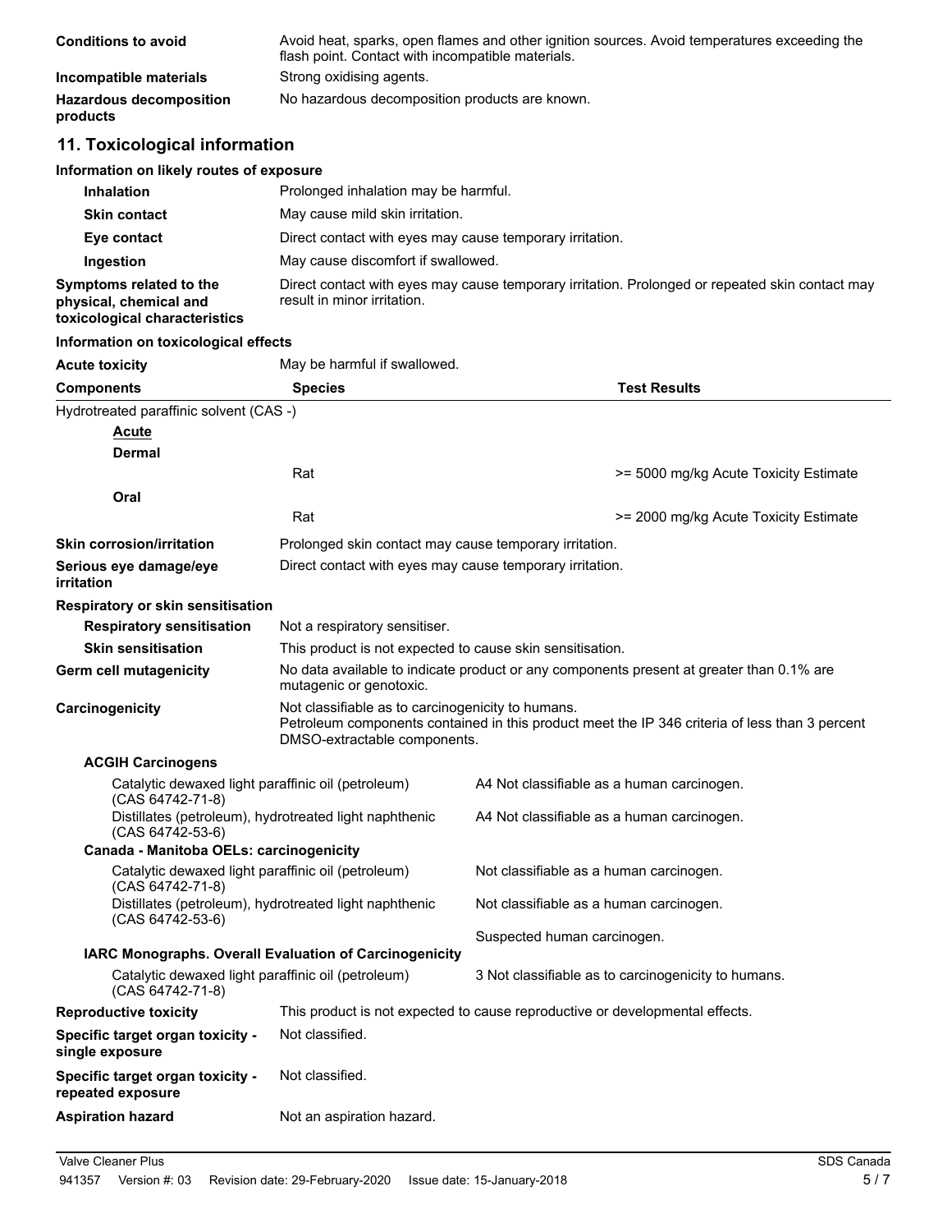**Conditions to avoid** Avoid heat, sparks, open flames and other ignition sources. Avoid temperatures exceeding the flash point. Contact with incompatible materials.

**Incompatible materials** Strong oxidising agents.

**Hazardous decomposition products** No hazardous decomposition products are known.

## 11. Toxicological information

**Information on likely routes of exposure**

| | |
|---|---|
| **Inhalation** | Prolonged inhalation may be harmful. |
| **Skin contact** | May cause mild skin irritation. |
| **Eye contact** | Direct contact with eyes may cause temporary irritation. |
| **Ingestion** | May cause discomfort if swallowed. |
| **Symptoms related to the physical, chemical and toxicological characteristics** | Direct contact with eyes may cause temporary irritation. Prolonged or repeated skin contact may result in minor irritation. |

**Information on toxicological effects**

**Acute toxicity** May be harmful if swallowed.

| Components | Species | Test Results |
|---|---|---|
| Hydrotreated paraffinic solvent (CAS -) | | |
| **Acute** | | |
| **Dermal** | | |
| | Rat | >= 5000 mg/kg Acute Toxicity Estimate |
| **Oral** | | |
| | Rat | >= 2000 mg/kg Acute Toxicity Estimate |

| | |
|---|---|
| **Skin corrosion/irritation** | Prolonged skin contact may cause temporary irritation. |
| **Serious eye damage/eye irritation** | Direct contact with eyes may cause temporary irritation. |

**Respiratory or skin sensitisation**

| | |
|---|---|
| **Respiratory sensitisation** | Not a respiratory sensitiser. |
| **Skin sensitisation** | This product is not expected to cause skin sensitisation. |
| **Germ cell mutagenicity** | No data available to indicate product or any components present at greater than 0.1% are mutagenic or genotoxic. |
| **Carcinogenicity** | Not classifiable as to carcinogenicity to humans. Petroleum components contained in this product meet the IP 346 criteria of less than 3 percent DMSO-extractable components. |

**ACGIH Carcinogens**

| | |
|---|---|
| Catalytic dewaxed light paraffinic oil (petroleum) (CAS 64742-71-8) | A4 Not classifiable as a human carcinogen. |
| Distillates (petroleum), hydrotreated light naphthenic (CAS 64742-53-6) | A4 Not classifiable as a human carcinogen. |

**Canada - Manitoba OELs: carcinogenicity**

| | |
|---|---|
| Catalytic dewaxed light paraffinic oil (petroleum) (CAS 64742-71-8) | Not classifiable as a human carcinogen. |
| Distillates (petroleum), hydrotreated light naphthenic (CAS 64742-53-6) | Not classifiable as a human carcinogen. |
| | Suspected human carcinogen. |

**IARC Monographs. Overall Evaluation of Carcinogenicity**

| | |
|---|---|
| Catalytic dewaxed light paraffinic oil (petroleum) (CAS 64742-71-8) | 3 Not classifiable as to carcinogenicity to humans. |

| | |
|---|---|
| **Reproductive toxicity** | This product is not expected to cause reproductive or developmental effects. |
| **Specific target organ toxicity - single exposure** | Not classified. |
| **Specific target organ toxicity - repeated exposure** | Not classified. |
| **Aspiration hazard** | Not an aspiration hazard. |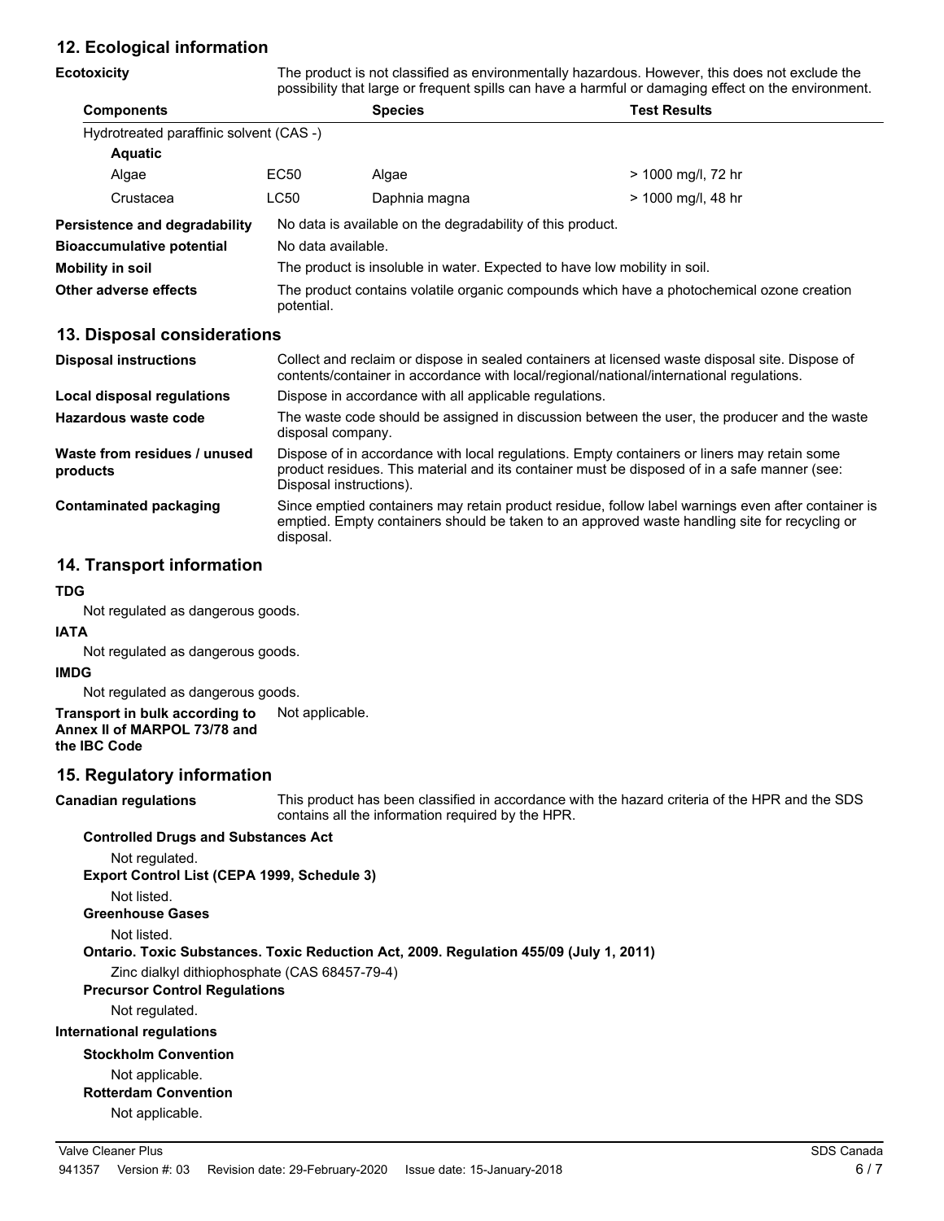## 12. Ecological information

**Ecotoxicity** The product is not classified as environmentally hazardous. However, this does not exclude the possibility that large or frequent spills can have a harmful or damaging effect on the environment.

| Components | | Species | Test Results |
|---|---|---|---|
| Hydrotreated paraffinic solvent (CAS -) | | | |
| **Aquatic** | | | |
| Algae | EC50 | Algae | > 1000 mg/l, 72 hr |
| Crustacea | LC50 | Daphnia magna | > 1000 mg/l, 48 hr |

**Persistence and degradability** No data is available on the degradability of this product.

**Bioaccumulative potential** No data available.

**Mobility in soil** The product is insoluble in water. Expected to have low mobility in soil.

**Other adverse effects** The product contains volatile organic compounds which have a photochemical ozone creation potential.

## 13. Disposal considerations

**Disposal instructions** Collect and reclaim or dispose in sealed containers at licensed waste disposal site. Dispose of contents/container in accordance with local/regional/national/international regulations.

**Local disposal regulations** Dispose in accordance with all applicable regulations.

**Hazardous waste code** The waste code should be assigned in discussion between the user, the producer and the waste disposal company.

**Waste from residues / unused products** Dispose of in accordance with local regulations. Empty containers or liners may retain some product residues. This material and its container must be disposed of in a safe manner (see: Disposal instructions).

**Contaminated packaging** Since emptied containers may retain product residue, follow label warnings even after container is emptied. Empty containers should be taken to an approved waste handling site for recycling or disposal.

## 14. Transport information

**TDG**

Not regulated as dangerous goods.

**IATA**

Not regulated as dangerous goods.

**IMDG**

Not regulated as dangerous goods.

**Transport in bulk according to Annex II of MARPOL 73/78 and the IBC Code** Not applicable.

## 15. Regulatory information

**Canadian regulations** This product has been classified in accordance with the hazard criteria of the HPR and the SDS contains all the information required by the HPR.

**Controlled Drugs and Substances Act**

Not regulated.

**Export Control List (CEPA 1999, Schedule 3)**

Not listed.

**Greenhouse Gases**

Not listed.

**Ontario. Toxic Substances. Toxic Reduction Act, 2009. Regulation 455/09 (July 1, 2011)**

Zinc dialkyl dithiophosphate (CAS 68457-79-4)

**Precursor Control Regulations**

Not regulated.

**International regulations**

**Stockholm Convention**

Not applicable.

**Rotterdam Convention**

Not applicable.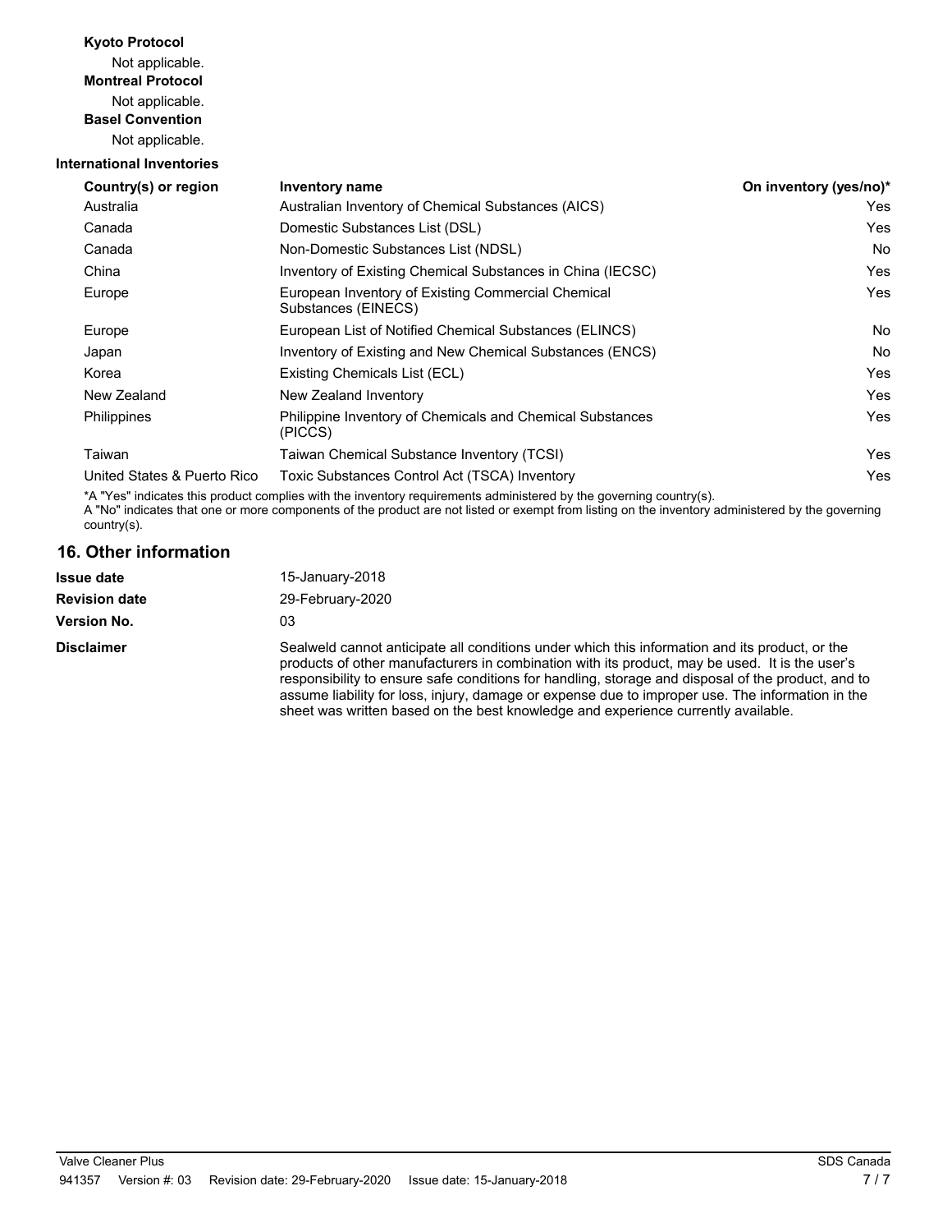**Kyoto Protocol**

Not applicable.

**Montreal Protocol**

Not applicable.

**Basel Convention**

Not applicable.

**International Inventories**

| Country(s) or region | Inventory name | On inventory (yes/no)* |
|---|---|---|
| Australia | Australian Inventory of Chemical Substances (AICS) | Yes |
| Canada | Domestic Substances List (DSL) | Yes |
| Canada | Non-Domestic Substances List (NDSL) | No |
| China | Inventory of Existing Chemical Substances in China (IECSC) | Yes |
| Europe | European Inventory of Existing Commercial Chemical Substances (EINECS) | Yes |
| Europe | European List of Notified Chemical Substances (ELINCS) | No |
| Japan | Inventory of Existing and New Chemical Substances (ENCS) | No |
| Korea | Existing Chemicals List (ECL) | Yes |
| New Zealand | New Zealand Inventory | Yes |
| Philippines | Philippine Inventory of Chemicals and Chemical Substances (PICCS) | Yes |
| Taiwan | Taiwan Chemical Substance Inventory (TCSI) | Yes |
| United States & Puerto Rico | Toxic Substances Control Act (TSCA) Inventory | Yes |

*A "Yes" indicates this product complies with the inventory requirements administered by the governing country(s).
A "No" indicates that one or more components of the product are not listed or exempt from listing on the inventory administered by the governing country(s).

## 16. Other information

**Issue date** 15-January-2018

**Revision date** 29-February-2020

**Version No.** 03

**Disclaimer** Sealweld cannot anticipate all conditions under which this information and its product, or the products of other manufacturers in combination with its product, may be used. It is the user's responsibility to ensure safe conditions for handling, storage and disposal of the product, and to assume liability for loss, injury, damage or expense due to improper use. The information in the sheet was written based on the best knowledge and experience currently available.